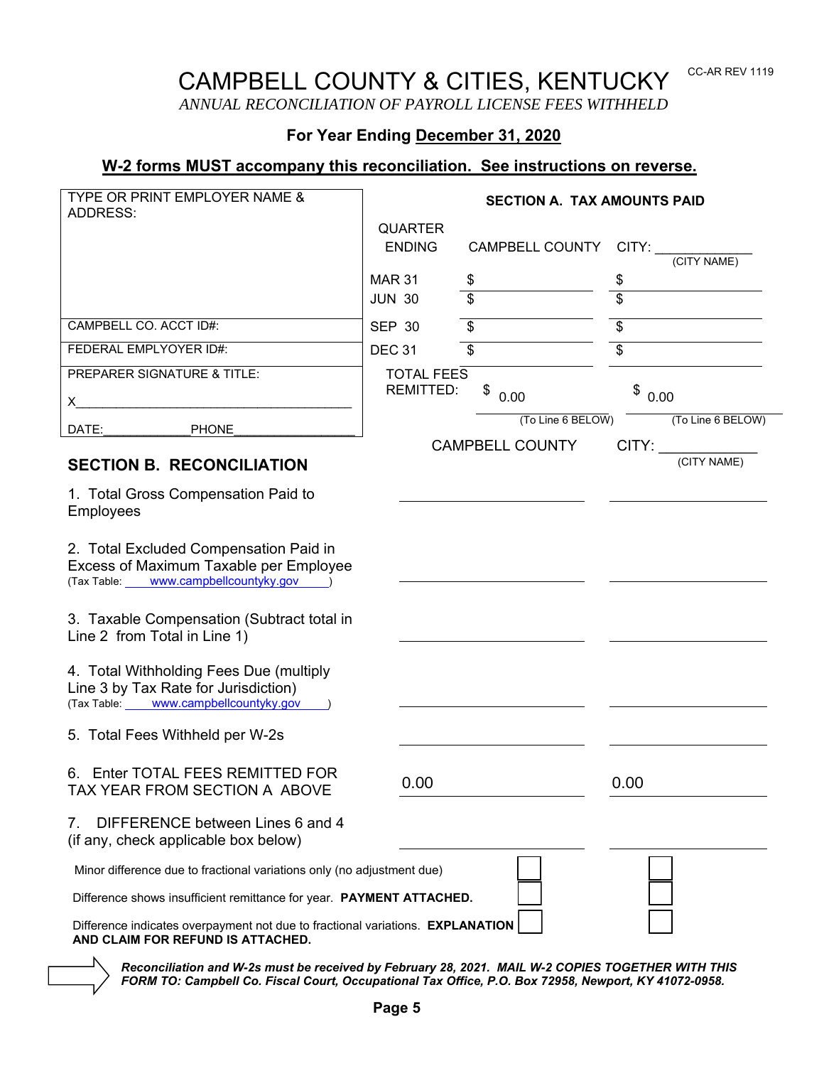CC-AR REV 1119

# CAMPBELL COUNTY & CITIES, KENTUCKY

*ANNUAL RECONCILIATION OF PAYROLL LICENSE FEES WITHHELD*

**For Year Ending December 31, 2020**

**W-2 forms MUST accompany this reconciliation. See instructions on reverse.**

| TYPE OR PRINT EMPLOYER NAME & ADDRESS: |
|---|
| |
| CAMPBELL CO. ACCT ID#: |
| FEDERAL EMPLYOYER ID#: |
| PREPARER SIGNATURE & TITLE: X_______________________ |
| DATE:____________ PHONE_________________ |

## SECTION A. TAX AMOUNTS PAID

| QUARTER ENDING | CAMPBELL COUNTY | CITY: ____________ (CITY NAME) |
|---|---|---|
| MAR 31 | $ | $ |
| JUN 30 | $ | $ |
| SEP 30 | $ | $ |
| DEC 31 | $ | $ |
| TOTAL FEES REMITTED: | $ 0.00 (To Line 6 BELOW) | $ 0.00 (To Line 6 BELOW) |

## SECTION B. RECONCILIATION

| | CAMPBELL COUNTY | CITY: ____________ (CITY NAME) |
|---|---|---|
| 1. Total Gross Compensation Paid to Employees | | |
| 2. Total Excluded Compensation Paid in Excess of Maximum Taxable per Employee (Tax Table: www.campbellcountyky.gov) | | |
| 3. Taxable Compensation (Subtract total in Line 2 from Total in Line 1) | | |
| 4. Total Withholding Fees Due (multiply Line 3 by Tax Rate for Jurisdiction) (Tax Table: www.campbellcountyky.gov) | | |
| 5. Total Fees Withheld per W-2s | | |
| 6. Enter TOTAL FEES REMITTED FOR TAX YEAR FROM SECTION A ABOVE | 0.00 | 0.00 |
| 7. DIFFERENCE between Lines 6 and 4 (if any, check applicable box below) | | |
| Minor difference due to fractional variations only (no adjustment due) | ☐ | ☐ |
| Difference shows insufficient remittance for year. **PAYMENT ATTACHED.** | ☐ | ☐ |
| Difference indicates overpayment not due to fractional variations. **EXPLANATION AND CLAIM FOR REFUND IS ATTACHED.** | ☐ | ☐ |

***Reconciliation and W-2s must be received by February 28, 2021. MAIL W-2 COPIES TOGETHER WITH THIS FORM TO: Campbell Co. Fiscal Court, Occupational Tax Office, P.O. Box 72958, Newport, KY 41072-0958.***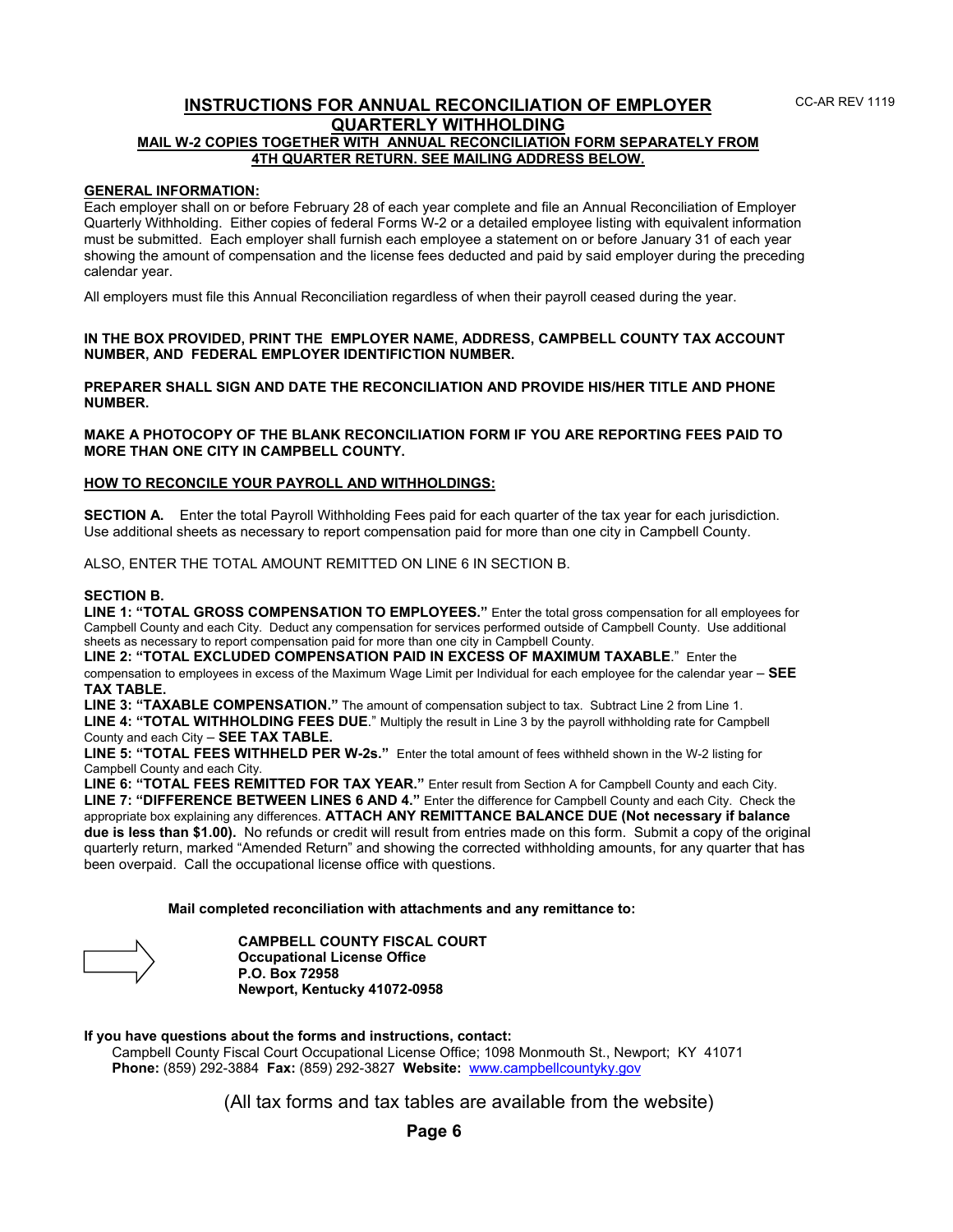CC-AR REV 1119

# INSTRUCTIONS FOR ANNUAL RECONCILIATION OF EMPLOYER QUARTERLY WITHHOLDING

**MAIL W-2 COPIES TOGETHER WITH ANNUAL RECONCILIATION FORM SEPARATELY FROM 4TH QUARTER RETURN. SEE MAILING ADDRESS BELOW.**

## GENERAL INFORMATION:

Each employer shall on or before February 28 of each year complete and file an Annual Reconciliation of Employer Quarterly Withholding. Either copies of federal Forms W-2 or a detailed employee listing with equivalent information must be submitted. Each employer shall furnish each employee a statement on or before January 31 of each year showing the amount of compensation and the license fees deducted and paid by said employer during the preceding calendar year.

All employers must file this Annual Reconciliation regardless of when their payroll ceased during the year.

**IN THE BOX PROVIDED, PRINT THE EMPLOYER NAME, ADDRESS, CAMPBELL COUNTY TAX ACCOUNT NUMBER, AND FEDERAL EMPLOYER IDENTIFICTION NUMBER.**

**PREPARER SHALL SIGN AND DATE THE RECONCILIATION AND PROVIDE HIS/HER TITLE AND PHONE NUMBER.**

**MAKE A PHOTOCOPY OF THE BLANK RECONCILIATION FORM IF YOU ARE REPORTING FEES PAID TO MORE THAN ONE CITY IN CAMPBELL COUNTY.**

## HOW TO RECONCILE YOUR PAYROLL AND WITHHOLDINGS:

**SECTION A.** Enter the total Payroll Withholding Fees paid for each quarter of the tax year for each jurisdiction. Use additional sheets as necessary to report compensation paid for more than one city in Campbell County.

ALSO, ENTER THE TOTAL AMOUNT REMITTED ON LINE 6 IN SECTION B.

**SECTION B.**

**LINE 1: "TOTAL GROSS COMPENSATION TO EMPLOYEES."** Enter the total gross compensation for all employees for Campbell County and each City. Deduct any compensation for services performed outside of Campbell County. Use additional sheets as necessary to report compensation paid for more than one city in Campbell County.

**LINE 2: "TOTAL EXCLUDED COMPENSATION PAID IN EXCESS OF MAXIMUM TAXABLE**." Enter the compensation to employees in excess of the Maximum Wage Limit per Individual for each employee for the calendar year – **SEE TAX TABLE.**

**LINE 3: "TAXABLE COMPENSATION."** The amount of compensation subject to tax. Subtract Line 2 from Line 1.

**LINE 4: "TOTAL WITHHOLDING FEES DUE**." Multiply the result in Line 3 by the payroll withholding rate for Campbell County and each City – **SEE TAX TABLE.**

**LINE 5: "TOTAL FEES WITHHELD PER W-2s."** Enter the total amount of fees withheld shown in the W-2 listing for Campbell County and each City.

**LINE 6: "TOTAL FEES REMITTED FOR TAX YEAR."** Enter result from Section A for Campbell County and each City.

**LINE 7: "DIFFERENCE BETWEEN LINES 6 AND 4."** Enter the difference for Campbell County and each City. Check the appropriate box explaining any differences. **ATTACH ANY REMITTANCE BALANCE DUE (Not necessary if balance due is less than $1.00).** No refunds or credit will result from entries made on this form. Submit a copy of the original quarterly return, marked "Amended Return" and showing the corrected withholding amounts, for any quarter that has been overpaid. Call the occupational license office with questions.

**Mail completed reconciliation with attachments and any remittance to:**

**CAMPBELL COUNTY FISCAL COURT**
**Occupational License Office**
**P.O. Box 72958**
**Newport, Kentucky 41072-0958**

**If you have questions about the forms and instructions, contact:**

Campbell County Fiscal Court Occupational License Office; 1098 Monmouth St., Newport; KY 41071
**Phone:** (859) 292-3884 **Fax:** (859) 292-3827 **Website:** www.campbellcountyky.gov

(All tax forms and tax tables are available from the website)